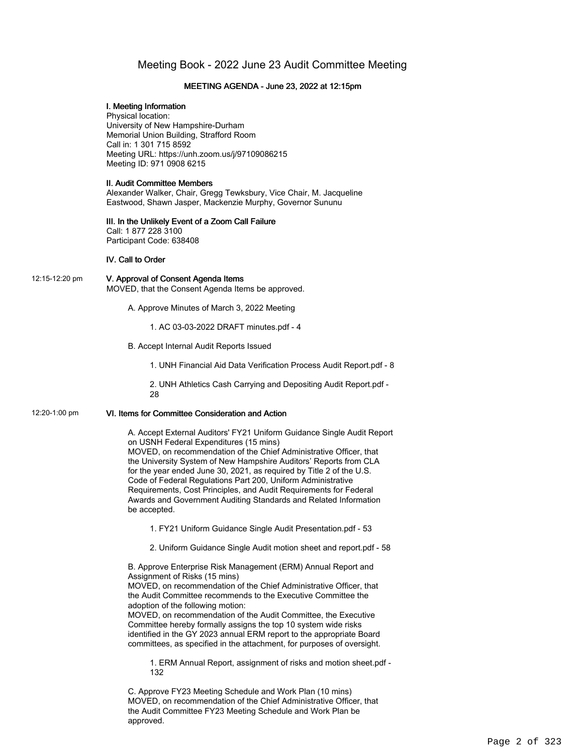# Meeting Book - 2022 June 23 Audit Committee Meeting

## MEETING AGENDA - June 23, 2022 at 12:15pm

### I. Meeting Information

Physical location:
University of New Hampshire-Durham
Memorial Union Building, Strafford Room
Call in: 1 301 715 8592
Meeting URL: https://unh.zoom.us/j/97109086215
Meeting ID: 971 0908 6215

### II. Audit Committee Members

Alexander Walker, Chair, Gregg Tewksbury, Vice Chair, M. Jacqueline Eastwood, Shawn Jasper, Mackenzie Murphy, Governor Sununu

### III. In the Unlikely Event of a Zoom Call Failure

Call: 1 877 228 3100
Participant Code: 638408

### IV. Call to Order

12:15-12:20 pm

### V. Approval of Consent Agenda Items

MOVED, that the Consent Agenda Items be approved.

- A. Approve Minutes of March 3, 2022 Meeting
  - 1. AC 03-03-2022 DRAFT minutes.pdf - 4
- B. Accept Internal Audit Reports Issued
  - 1. UNH Financial Aid Data Verification Process Audit Report.pdf - 8
  - 2. UNH Athletics Cash Carrying and Depositing Audit Report.pdf - 28

12:20-1:00 pm

### VI. Items for Committee Consideration and Action

A. Accept External Auditors' FY21 Uniform Guidance Single Audit Report on USNH Federal Expenditures (15 mins)
MOVED, on recommendation of the Chief Administrative Officer, that the University System of New Hampshire Auditors' Reports from CLA for the year ended June 30, 2021, as required by Title 2 of the U.S. Code of Federal Regulations Part 200, Uniform Administrative Requirements, Cost Principles, and Audit Requirements for Federal Awards and Government Auditing Standards and Related Information be accepted.

- 1. FY21 Uniform Guidance Single Audit Presentation.pdf - 53
- 2. Uniform Guidance Single Audit motion sheet and report.pdf - 58

B. Approve Enterprise Risk Management (ERM) Annual Report and Assignment of Risks (15 mins)
MOVED, on recommendation of the Chief Administrative Officer, that the Audit Committee recommends to the Executive Committee the adoption of the following motion:
MOVED, on recommendation of the Audit Committee, the Executive Committee hereby formally assigns the top 10 system wide risks identified in the GY 2023 annual ERM report to the appropriate Board committees, as specified in the attachment, for purposes of oversight.

- 1. ERM Annual Report, assignment of risks and motion sheet.pdf - 132

C. Approve FY23 Meeting Schedule and Work Plan (10 mins)
MOVED, on recommendation of the Chief Administrative Officer, that the Audit Committee FY23 Meeting Schedule and Work Plan be approved.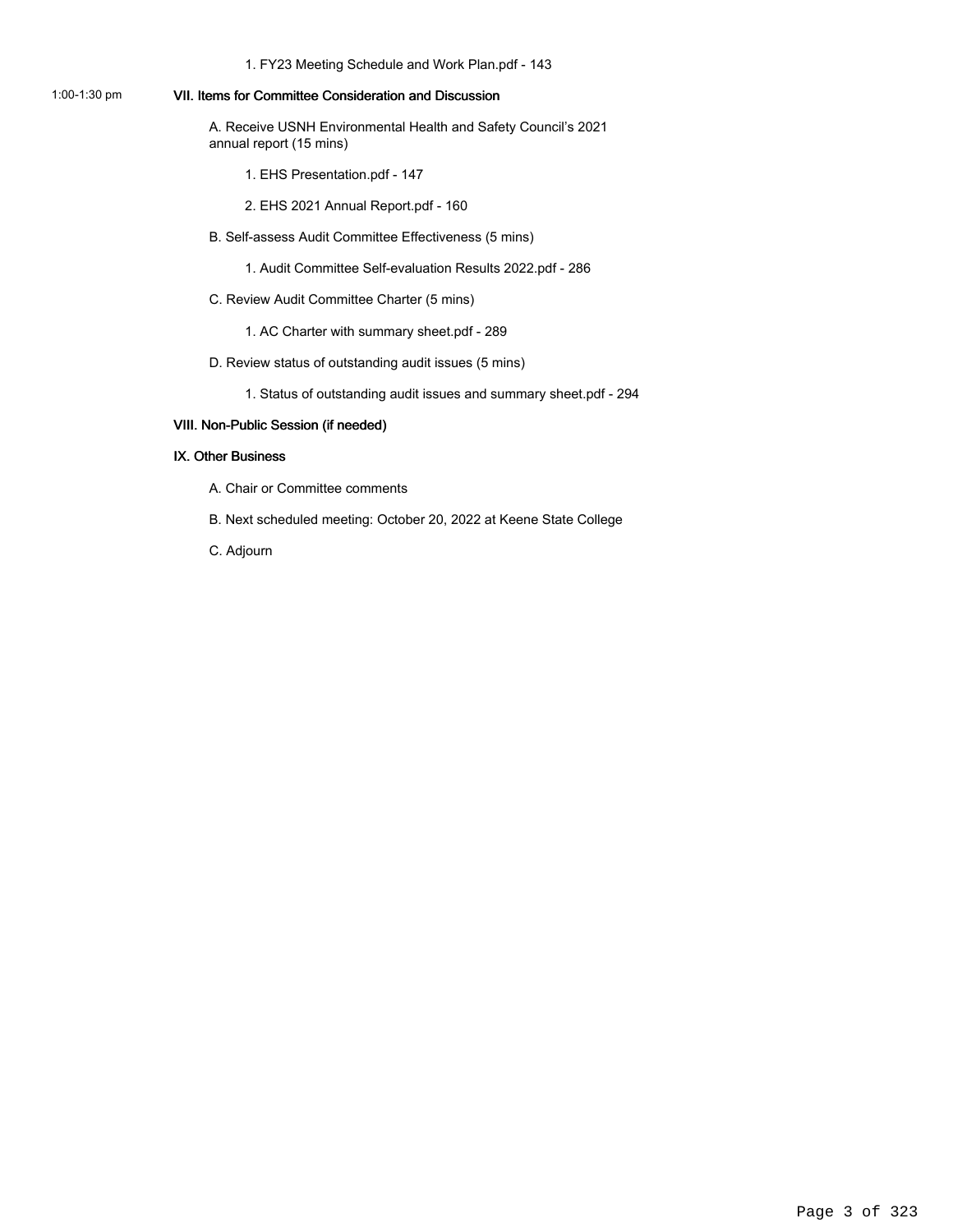1. FY23 Meeting Schedule and Work Plan.pdf - 143

1:00-1:30 pm **VII. Items for Committee Consideration and Discussion**

A. Receive USNH Environmental Health and Safety Council's 2021 annual report (15 mins)

1. EHS Presentation.pdf - 147

2. EHS 2021 Annual Report.pdf - 160

B. Self-assess Audit Committee Effectiveness (5 mins)

1. Audit Committee Self-evaluation Results 2022.pdf - 286

C. Review Audit Committee Charter (5 mins)

1. AC Charter with summary sheet.pdf - 289

D. Review status of outstanding audit issues (5 mins)

1. Status of outstanding audit issues and summary sheet.pdf - 294

**VIII. Non-Public Session (if needed)**

**IX. Other Business**

A. Chair or Committee comments

B. Next scheduled meeting: October 20, 2022 at Keene State College

C. Adjourn